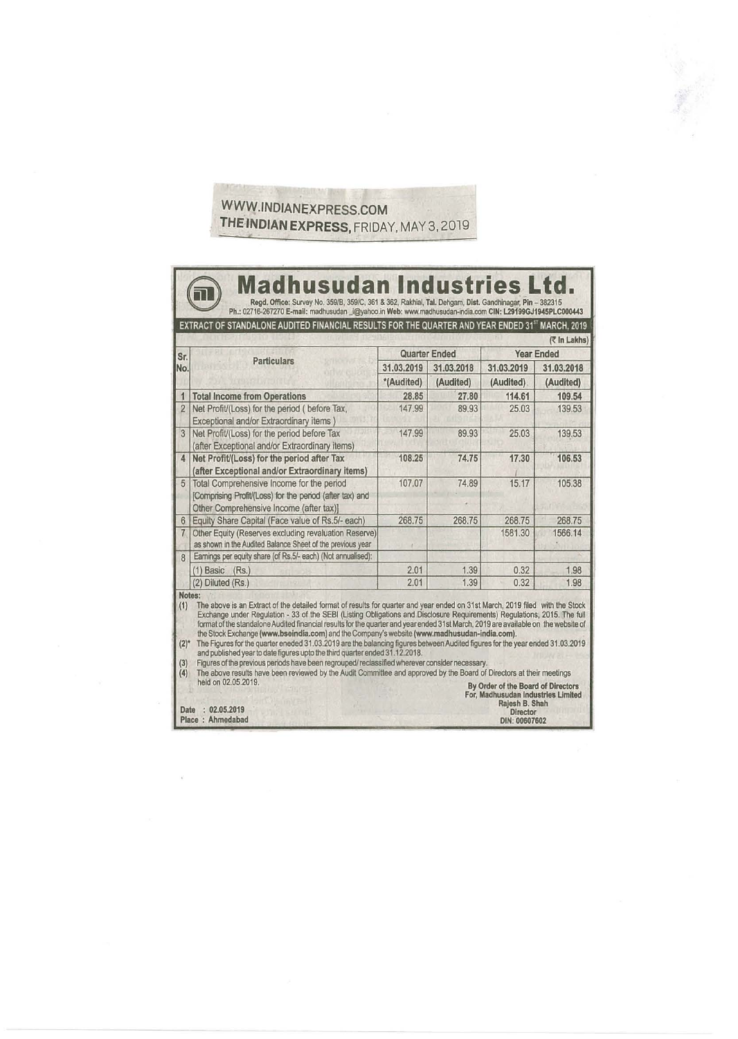WWW.INDIANEXPRESS.COM
THE INDIAN EXPRESS, FRIDAY, MAY 3, 2019

# Madhusudan Industries Ltd.

Regd. Office: Survey No. 359/B, 359/C, 361 & 362, Rakhial, Tal. Dehgam, Dist. Gandhinagar, Pin – 382315
Ph.: 02716-267270 E-mail: madhusudan_i@yahoo.in Web: www.madhusudan-india.com CIN: L29199GJ1945PLC000443

## EXTRACT OF STANDALONE AUDITED FINANCIAL RESULTS FOR THE QUARTER AND YEAR ENDED 31ST MARCH, 2019

(₹ In Lakhs)

| Sr. No. | Particulars | Quarter Ended | | Year Ended | |
|---|---|---|---|---|---|
| | | 31.03.2019 | 31.03.2018 | 31.03.2019 | 31.03.2018 |
| | | *(Audited) | (Audited) | (Audited) | (Audited) |
| 1 | **Total Income from Operations** | 28.85 | 27.80 | 114.61 | 109.54 |
| 2 | Net Profit/(Loss) for the period ( before Tax, Exceptional and/or Extraordinary items ) | 147.99 | 89.93 | 25.03 | 139.53 |
| 3 | Net Profit/(Loss) for the period before Tax (after Exceptional and/or Extraordinary items) | 147.99 | 89.93 | 25.03 | 139.53 |
| 4 | **Net Profit/(Loss) for the period after Tax (after Exceptional and/or Extraordinary items)** | 108.25 | 74.75 | 17.30 | 106.53 |
| 5 | Total Comprehensive Income for the period [Comprising Profit/(Loss) for the period (after tax) and Other Comprehensive Income (after tax)] | 107.07 | 74.89 | 15.17 | 105.38 |
| 6 | Equity Share Capital (Face value of Rs.5/- each) | 268.75 | 268.75 | 268.75 | 268.75 |
| 7 | Other Equity (Reserves excluding revaluation Reserve) as shown in the Audited Balance Sheet of the previous year | | | 1581.30 | 1566.14 |
| 8 | Earnings per equity share (of Rs.5/- each) (Not annualised): | | | | |
| | (1) Basic (Rs.) | 2.01 | 1.39 | 0.32 | 1.98 |
| | (2) Diluted (Rs.) | 2.01 | 1.39 | 0.32 | 1.98 |

**Notes:**

(1) The above is an Extract of the detailed format of results for quarter and year ended on 31st March, 2019 filed with the Stock Exchange under Regulation - 33 of the SEBI (Listing Obligations and Disclosure Requirements) Regulations, 2015. The full format of the standalone Audited financial results for the quarter and year ended 31st March, 2019 are available on the website of the Stock Exchange **(www.bseindia.com)** and the Company's website **(www.madhusudan-india.com)**.

(2)* The Figures for the quarter eneded 31.03.2019 are the balancing figures between Audited figures for the year ended 31.03.2019 and published year to date figures upto the third quarter ended 31.12.2018.

(3) Figures of the previous periods have been regrouped/ reclassified wherever consider necessary.

(4) The above results have been reviewed by the Audit Committee and approved by the Board of Directors at their meetings held on 02.05.2019.

**By Order of the Board of Directors**
**For, Madhusudan Industries Limited**
**Rajesh B. Shah**
**Director**
**DIN: 00607602**

**Date : 02.05.2019**
**Place : Ahmedabad**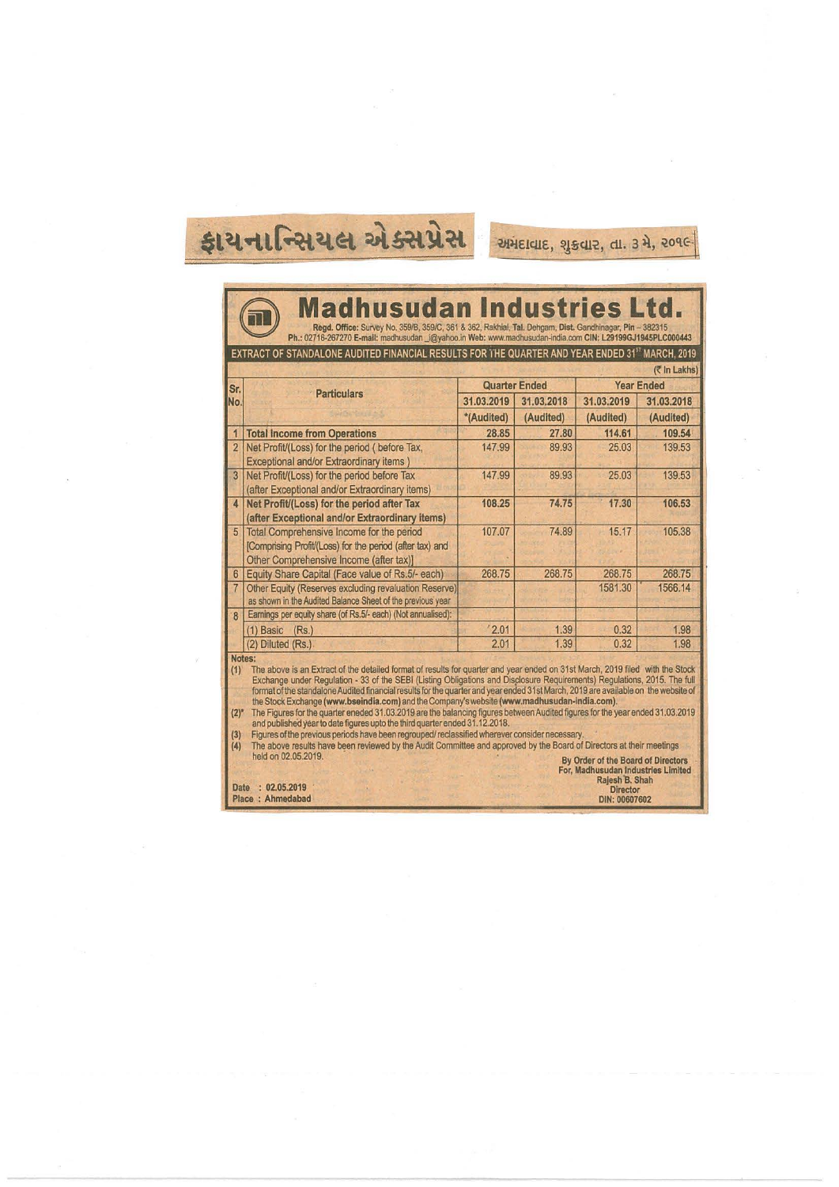ફાયનાન્સિયલ એક્સપ્રેસ અમદાવાદ, શુક્રવાર, તા. ૩ મે, ૨૦૧૯

# Madhusudan Industries Ltd.

**Regd. Office:** Survey No. 359/B, 359/C, 361 & 362, Rakhial, Tal. Dehgam, Dist. Gandhinagar, Pin – 382315
**Ph.:** 02716-267270 **E-mail:** madhusudan_i@yahoo.in **Web:** www.madhusudan-india.com **CIN:** L29199GJ1945PLC000443

**EXTRACT OF STANDALONE AUDITED FINANCIAL RESULTS FOR THE QUARTER AND YEAR ENDED 31[ST] MARCH, 2019**

(₹ In Lakhs)

| Sr. No. | Particulars | Quarter Ended | | Year Ended | |
|---|---|---|---|---|---|
| | | 31.03.2019 | 31.03.2018 | 31.03.2019 | 31.03.2018 |
| | | *(Audited) | (Audited) | (Audited) | (Audited) |
| 1 | **Total Income from Operations** | 28.85 | 27.80 | 114.61 | 109.54 |
| 2 | Net Profit/(Loss) for the period ( before Tax, Exceptional and/or Extraordinary items ) | 147.99 | 89.93 | 25.03 | 139.53 |
| 3 | Net Profit/(Loss) for the period before Tax (after Exceptional and/or Extraordinary items) | 147.99 | 89.93 | 25.03 | 139.53 |
| 4 | **Net Profit/(Loss) for the period after Tax (after Exceptional and/or Extraordinary items)** | 108.25 | 74.75 | 17.30 | 106.53 |
| 5 | Total Comprehensive Income for the period [Comprising Profit/(Loss) for the period (after tax) and Other Comprehensive Income (after tax)] | 107.07 | 74.89 | 15.17 | 105.38 |
| 6 | Equity Share Capital (Face value of Rs.5/- each) | 268.75 | 268.75 | 268.75 | 268.75 |
| 7 | Other Equity (Reserves excluding revaluation Reserve) as shown in the Audited Balance Sheet of the previous year | | | 1581.30 | 1566.14 |
| 8 | Earnings per equity share (of Rs.5/- each) (Not annualised): | | | | |
| | (1) Basic (Rs.) | 2.01 | 1.39 | 0.32 | 1.98 |
| | (2) Diluted (Rs.) | 2.01 | 1.39 | 0.32 | 1.98 |

**Notes:**

(1) The above is an Extract of the detailed format of results for quarter and year ended on 31st March, 2019 filed with the Stock Exchange under Regulation - 33 of the SEBI (Listing Obligations and Disclosure Requirements) Regulations, 2015. The full format of the standalone Audited financial results for the quarter and year ended 31st March, 2019 are available on the website of the Stock Exchange (**www.bseindia.com**) and the Company's website (**www.madhusudan-india.com**).

(2)* The Figures for the quarter eneded 31.03.2019 are the balancing figures between Audited figures for the year ended 31.03.2019 and published year to date figures upto the third quarter ended 31.12.2018.

(3) Figures of the previous periods have been regrouped/ reclassified wherever consider necessary.

(4) The above results have been reviewed by the Audit Committee and approved by the Board of Directors at their meetings held on 02.05.2019.

Date : 02.05.2019
Place : Ahmedabad

**By Order of the Board of Directors**
**For, Madhusudan Industries Limited**
**Rajesh B. Shah**
**Director**
**DIN: 00607602**